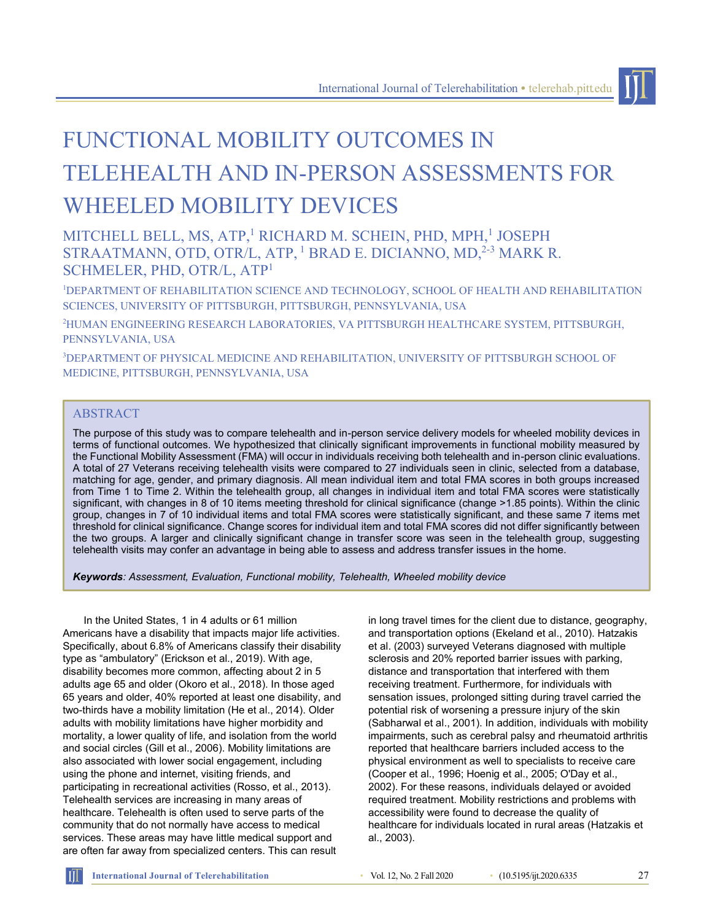# FUNCTIONAL MOBILITY OUTCOMES IN TELEHEALTH AND IN-PERSON ASSESSMENTS FOR WHEELED MOBILITY DEVICES

MITCHELL BELL, MS, ATP,[1] RICHARD M. SCHEIN, PHD, MPH,[1] JOSEPH STRAATMANN, OTD, OTR/L, ATP, [1] BRAD E. DICIANNO, MD,[2-3] MARK R. SCHMELER, PHD, OTR/L, ATP[1]

[1]DEPARTMENT OF REHABILITATION SCIENCE AND TECHNOLOGY, SCHOOL OF HEALTH AND REHABILITATION SCIENCES, UNIVERSITY OF PITTSBURGH, PITTSBURGH, PENNSYLVANIA, USA

[2]HUMAN ENGINEERING RESEARCH LABORATORIES, VA PITTSBURGH HEALTHCARE SYSTEM, PITTSBURGH, PENNSYLVANIA, USA

[3]DEPARTMENT OF PHYSICAL MEDICINE AND REHABILITATION, UNIVERSITY OF PITTSBURGH SCHOOL OF MEDICINE, PITTSBURGH, PENNSYLVANIA, USA

## ABSTRACT

The purpose of this study was to compare telehealth and in-person service delivery models for wheeled mobility devices in terms of functional outcomes. We hypothesized that clinically significant improvements in functional mobility measured by the Functional Mobility Assessment (FMA) will occur in individuals receiving both telehealth and in-person clinic evaluations. A total of 27 Veterans receiving telehealth visits were compared to 27 individuals seen in clinic, selected from a database, matching for age, gender, and primary diagnosis. All mean individual item and total FMA scores in both groups increased from Time 1 to Time 2. Within the telehealth group, all changes in individual item and total FMA scores were statistically significant, with changes in 8 of 10 items meeting threshold for clinical significance (change >1.85 points). Within the clinic group, changes in 7 of 10 individual items and total FMA scores were statistically significant, and these same 7 items met threshold for clinical significance. Change scores for individual item and total FMA scores did not differ significantly between the two groups. A larger and clinically significant change in transfer score was seen in the telehealth group, suggesting telehealth visits may confer an advantage in being able to assess and address transfer issues in the home.

***Keywords****: Assessment, Evaluation, Functional mobility, Telehealth, Wheeled mobility device*

In the United States, 1 in 4 adults or 61 million Americans have a disability that impacts major life activities. Specifically, about 6.8% of Americans classify their disability type as "ambulatory" (Erickson et al., 2019). With age, disability becomes more common, affecting about 2 in 5 adults age 65 and older (Okoro et al., 2018). In those aged 65 years and older, 40% reported at least one disability, and two-thirds have a mobility limitation (He et al., 2014). Older adults with mobility limitations have higher morbidity and mortality, a lower quality of life, and isolation from the world and social circles (Gill et al., 2006). Mobility limitations are also associated with lower social engagement, including using the phone and internet, visiting friends, and participating in recreational activities (Rosso, et al., 2013). Telehealth services are increasing in many areas of healthcare. Telehealth is often used to serve parts of the community that do not normally have access to medical services. These areas may have little medical support and are often far away from specialized centers. This can result in long travel times for the client due to distance, geography, and transportation options (Ekeland et al., 2010). Hatzakis et al. (2003) surveyed Veterans diagnosed with multiple sclerosis and 20% reported barrier issues with parking, distance and transportation that interfered with them receiving treatment. Furthermore, for individuals with sensation issues, prolonged sitting during travel carried the potential risk of worsening a pressure injury of the skin (Sabharwal et al., 2001). In addition, individuals with mobility impairments, such as cerebral palsy and rheumatoid arthritis reported that healthcare barriers included access to the physical environment as well to specialists to receive care (Cooper et al., 1996; Hoenig et al., 2005; O'Day et al., 2002). For these reasons, individuals delayed or avoided required treatment. Mobility restrictions and problems with accessibility were found to decrease the quality of healthcare for individuals located in rural areas (Hatzakis et al., 2003).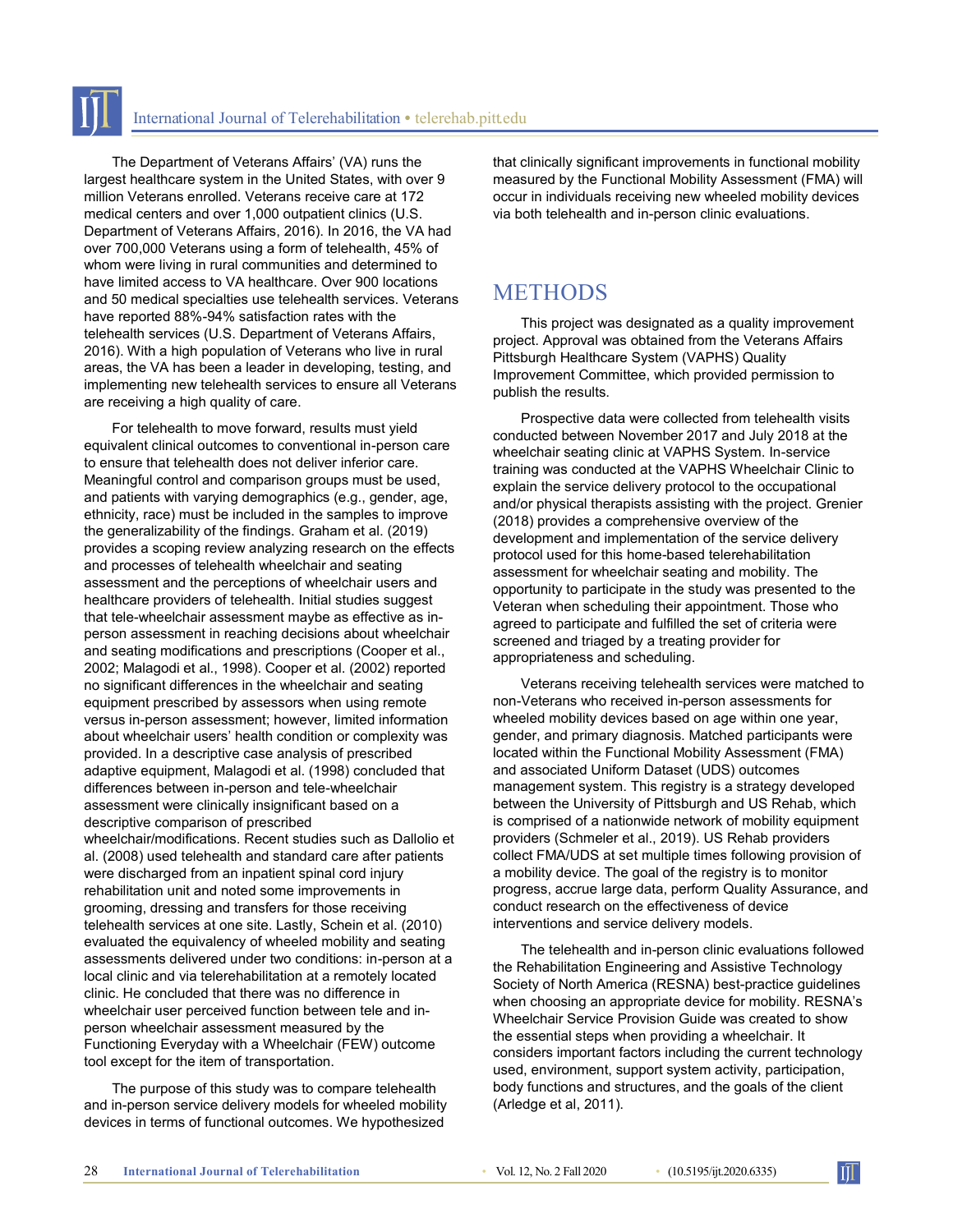The Department of Veterans Affairs' (VA) runs the largest healthcare system in the United States, with over 9 million Veterans enrolled. Veterans receive care at 172 medical centers and over 1,000 outpatient clinics (U.S. Department of Veterans Affairs, 2016). In 2016, the VA had over 700,000 Veterans using a form of telehealth, 45% of whom were living in rural communities and determined to have limited access to VA healthcare. Over 900 locations and 50 medical specialties use telehealth services. Veterans have reported 88%-94% satisfaction rates with the telehealth services (U.S. Department of Veterans Affairs, 2016). With a high population of Veterans who live in rural areas, the VA has been a leader in developing, testing, and implementing new telehealth services to ensure all Veterans are receiving a high quality of care.

For telehealth to move forward, results must yield equivalent clinical outcomes to conventional in-person care to ensure that telehealth does not deliver inferior care. Meaningful control and comparison groups must be used, and patients with varying demographics (e.g., gender, age, ethnicity, race) must be included in the samples to improve the generalizability of the findings. Graham et al. (2019) provides a scoping review analyzing research on the effects and processes of telehealth wheelchair and seating assessment and the perceptions of wheelchair users and healthcare providers of telehealth. Initial studies suggest that tele-wheelchair assessment maybe as effective as in-person assessment in reaching decisions about wheelchair and seating modifications and prescriptions (Cooper et al., 2002; Malagodi et al., 1998). Cooper et al. (2002) reported no significant differences in the wheelchair and seating equipment prescribed by assessors when using remote versus in-person assessment; however, limited information about wheelchair users' health condition or complexity was provided. In a descriptive case analysis of prescribed adaptive equipment, Malagodi et al. (1998) concluded that differences between in-person and tele-wheelchair assessment were clinically insignificant based on a descriptive comparison of prescribed wheelchair/modifications. Recent studies such as Dallolio et al. (2008) used telehealth and standard care after patients were discharged from an inpatient spinal cord injury rehabilitation unit and noted some improvements in grooming, dressing and transfers for those receiving telehealth services at one site. Lastly, Schein et al. (2010) evaluated the equivalency of wheeled mobility and seating assessments delivered under two conditions: in-person at a local clinic and via telerehabilitation at a remotely located clinic. He concluded that there was no difference in wheelchair user perceived function between tele and in-person wheelchair assessment measured by the Functioning Everyday with a Wheelchair (FEW) outcome tool except for the item of transportation.

The purpose of this study was to compare telehealth and in-person service delivery models for wheeled mobility devices in terms of functional outcomes. We hypothesized that clinically significant improvements in functional mobility measured by the Functional Mobility Assessment (FMA) will occur in individuals receiving new wheeled mobility devices via both telehealth and in-person clinic evaluations.

# METHODS

This project was designated as a quality improvement project. Approval was obtained from the Veterans Affairs Pittsburgh Healthcare System (VAPHS) Quality Improvement Committee, which provided permission to publish the results.

Prospective data were collected from telehealth visits conducted between November 2017 and July 2018 at the wheelchair seating clinic at VAPHS System. In-service training was conducted at the VAPHS Wheelchair Clinic to explain the service delivery protocol to the occupational and/or physical therapists assisting with the project. Grenier (2018) provides a comprehensive overview of the development and implementation of the service delivery protocol used for this home-based telerehabilitation assessment for wheelchair seating and mobility. The opportunity to participate in the study was presented to the Veteran when scheduling their appointment. Those who agreed to participate and fulfilled the set of criteria were screened and triaged by a treating provider for appropriateness and scheduling.

Veterans receiving telehealth services were matched to non-Veterans who received in-person assessments for wheeled mobility devices based on age within one year, gender, and primary diagnosis. Matched participants were located within the Functional Mobility Assessment (FMA) and associated Uniform Dataset (UDS) outcomes management system. This registry is a strategy developed between the University of Pittsburgh and US Rehab, which is comprised of a nationwide network of mobility equipment providers (Schmeler et al., 2019). US Rehab providers collect FMA/UDS at set multiple times following provision of a mobility device. The goal of the registry is to monitor progress, accrue large data, perform Quality Assurance, and conduct research on the effectiveness of device interventions and service delivery models.

The telehealth and in-person clinic evaluations followed the Rehabilitation Engineering and Assistive Technology Society of North America (RESNA) best-practice guidelines when choosing an appropriate device for mobility. RESNA's Wheelchair Service Provision Guide was created to show the essential steps when providing a wheelchair. It considers important factors including the current technology used, environment, support system activity, participation, body functions and structures, and the goals of the client (Arledge et al, 2011).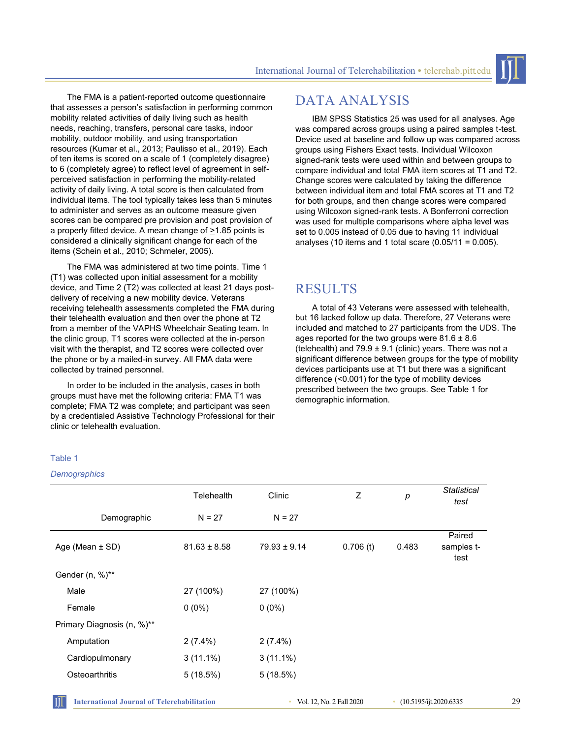The FMA is a patient-reported outcome questionnaire that assesses a person's satisfaction in performing common mobility related activities of daily living such as health needs, reaching, transfers, personal care tasks, indoor mobility, outdoor mobility, and using transportation resources (Kumar et al., 2013; Paulisso et al., 2019). Each of ten items is scored on a scale of 1 (completely disagree) to 6 (completely agree) to reflect level of agreement in self-perceived satisfaction in performing the mobility-related activity of daily living. A total score is then calculated from individual items. The tool typically takes less than 5 minutes to administer and serves as an outcome measure given scores can be compared pre provision and post provision of a properly fitted device. A mean change of ≥1.85 points is considered a clinically significant change for each of the items (Schein et al., 2010; Schmeler, 2005).

The FMA was administered at two time points. Time 1 (T1) was collected upon initial assessment for a mobility device, and Time 2 (T2) was collected at least 21 days post-delivery of receiving a new mobility device. Veterans receiving telehealth assessments completed the FMA during their telehealth evaluation and then over the phone at T2 from a member of the VAPHS Wheelchair Seating team. In the clinic group, T1 scores were collected at the in-person visit with the therapist, and T2 scores were collected over the phone or by a mailed-in survey. All FMA data were collected by trained personnel.

In order to be included in the analysis, cases in both groups must have met the following criteria: FMA T1 was complete; FMA T2 was complete; and participant was seen by a credentialed Assistive Technology Professional for their clinic or telehealth evaluation.

# DATA ANALYSIS

IBM SPSS Statistics 25 was used for all analyses. Age was compared across groups using a paired samples t-test. Device used at baseline and follow up was compared across groups using Fishers Exact tests. Individual Wilcoxon signed-rank tests were used within and between groups to compare individual and total FMA item scores at T1 and T2. Change scores were calculated by taking the difference between individual item and total FMA scores at T1 and T2 for both groups, and then change scores were compared using Wilcoxon signed-rank tests. A Bonferroni correction was used for multiple comparisons where alpha level was set to 0.005 instead of 0.05 due to having 11 individual analyses (10 items and 1 total scare (0.05/11 = 0.005).

# RESULTS

A total of 43 Veterans were assessed with telehealth, but 16 lacked follow up data. Therefore, 27 Veterans were included and matched to 27 participants from the UDS. The ages reported for the two groups were 81.6 ± 8.6 (telehealth) and 79.9 ± 9.1 (clinic) years. There was not a significant difference between groups for the type of mobility devices participants use at T1 but there was a significant difference (<0.001) for the type of mobility devices prescribed between the two groups. See Table 1 for demographic information.

Table 1

*Demographics*

| Demographic | Telehealth<br>N = 27 | Clinic<br>N = 27 | Z | *p* | *Statistical test* |
|---|---|---|---|---|---|
| Age (Mean ± SD) | 81.63 ± 8.58 | 79.93 ± 9.14 | 0.706 (t) | 0.483 | Paired samples t-test |
| Gender (n, %)** | | | | | |
| Male | 27 (100%) | 27 (100%) | | | |
| Female | 0 (0%) | 0 (0%) | | | |
| Primary Diagnosis (n, %)** | | | | | |
| Amputation | 2 (7.4%) | 2 (7.4%) | | | |
| Cardiopulmonary | 3 (11.1%) | 3 (11.1%) | | | |
| Osteoarthritis | 5 (18.5%) | 5 (18.5%) | | | |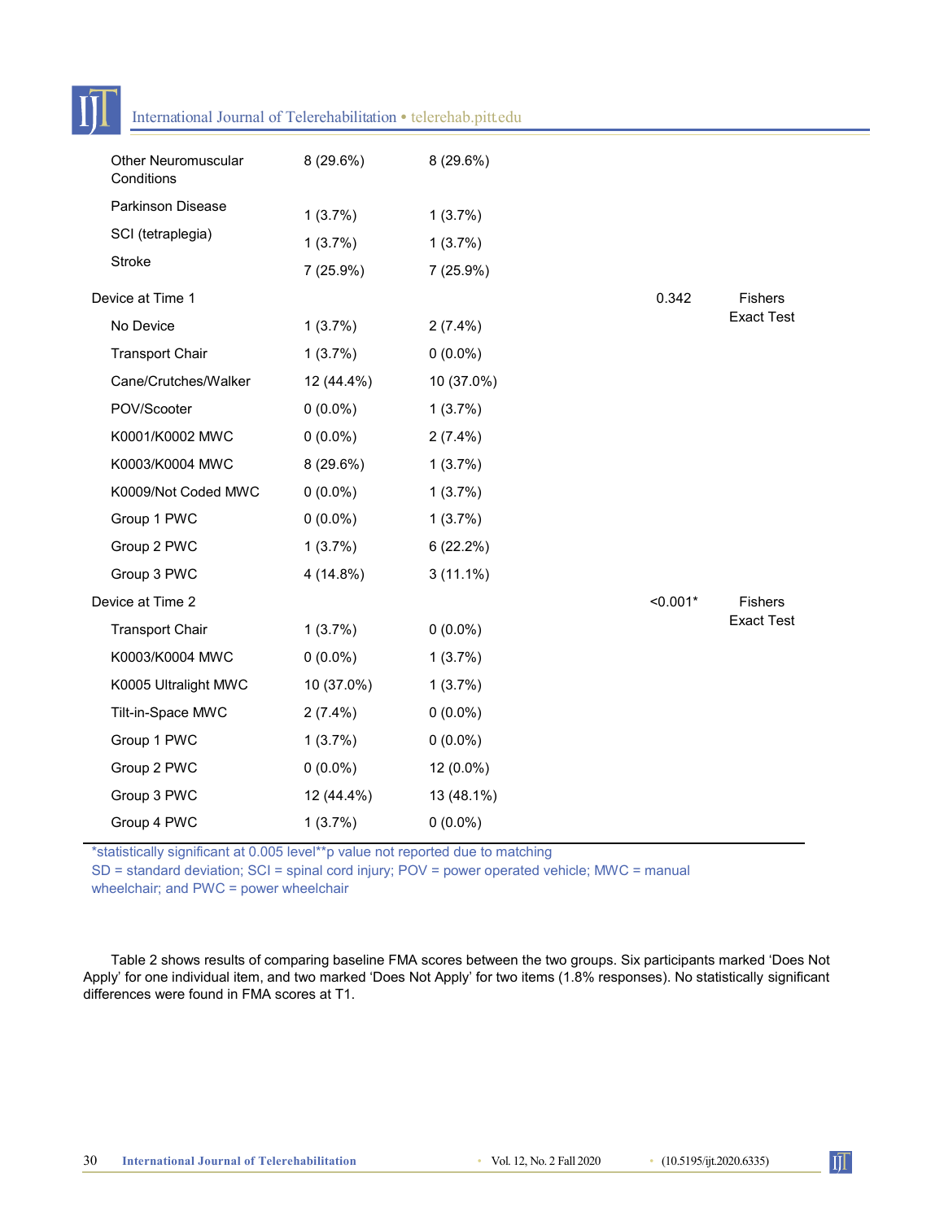| | | | | |
|---|---|---|---|---|
| Other Neuromuscular Conditions | 8 (29.6%) | 8 (29.6%) | | |
| Parkinson Disease | 1 (3.7%) | 1 (3.7%) | | |
| SCI (tetraplegia) | 1 (3.7%) | 1 (3.7%) | | |
| Stroke | 7 (25.9%) | 7 (25.9%) | | |
| Device at Time 1 | | | 0.342 | Fishers Exact Test |
| No Device | 1 (3.7%) | 2 (7.4%) | | |
| Transport Chair | 1 (3.7%) | 0 (0.0%) | | |
| Cane/Crutches/Walker | 12 (44.4%) | 10 (37.0%) | | |
| POV/Scooter | 0 (0.0%) | 1 (3.7%) | | |
| K0001/K0002 MWC | 0 (0.0%) | 2 (7.4%) | | |
| K0003/K0004 MWC | 8 (29.6%) | 1 (3.7%) | | |
| K0009/Not Coded MWC | 0 (0.0%) | 1 (3.7%) | | |
| Group 1 PWC | 0 (0.0%) | 1 (3.7%) | | |
| Group 2 PWC | 1 (3.7%) | 6 (22.2%) | | |
| Group 3 PWC | 4 (14.8%) | 3 (11.1%) | | |
| Device at Time 2 | | | <0.001* | Fishers Exact Test |
| Transport Chair | 1 (3.7%) | 0 (0.0%) | | |
| K0003/K0004 MWC | 0 (0.0%) | 1 (3.7%) | | |
| K0005 Ultralight MWC | 10 (37.0%) | 1 (3.7%) | | |
| Tilt-in-Space MWC | 2 (7.4%) | 0 (0.0%) | | |
| Group 1 PWC | 1 (3.7%) | 0 (0.0%) | | |
| Group 2 PWC | 0 (0.0%) | 12 (0.0%) | | |
| Group 3 PWC | 12 (44.4%) | 13 (48.1%) | | |
| Group 4 PWC | 1 (3.7%) | 0 (0.0%) | | |

*statistically significant at 0.005 level**p value not reported due to matching
SD = standard deviation; SCI = spinal cord injury; POV = power operated vehicle; MWC = manual wheelchair; and PWC = power wheelchair

Table 2 shows results of comparing baseline FMA scores between the two groups. Six participants marked 'Does Not Apply' for one individual item, and two marked 'Does Not Apply' for two items (1.8% responses). No statistically significant differences were found in FMA scores at T1.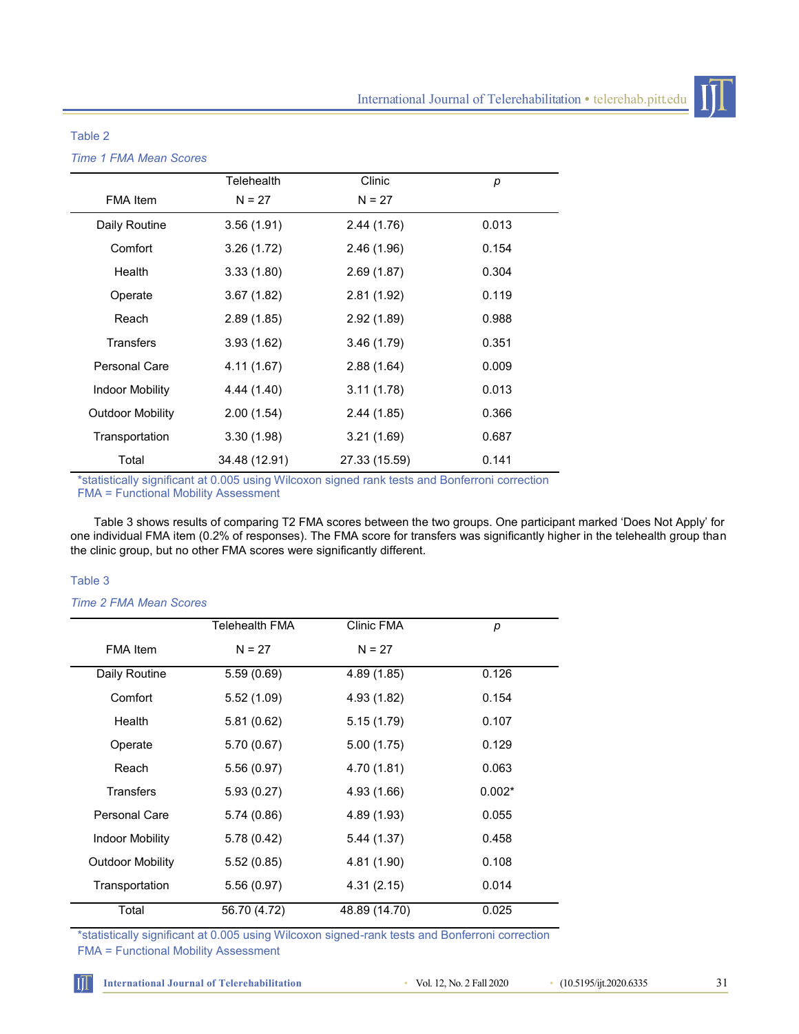Table 2

*Time 1 FMA Mean Scores*

| FMA Item | Telehealth N = 27 | Clinic N = 27 | *p* |
|---|---|---|---|
| Daily Routine | 3.56 (1.91) | 2.44 (1.76) | 0.013 |
| Comfort | 3.26 (1.72) | 2.46 (1.96) | 0.154 |
| Health | 3.33 (1.80) | 2.69 (1.87) | 0.304 |
| Operate | 3.67 (1.82) | 2.81 (1.92) | 0.119 |
| Reach | 2.89 (1.85) | 2.92 (1.89) | 0.988 |
| Transfers | 3.93 (1.62) | 3.46 (1.79) | 0.351 |
| Personal Care | 4.11 (1.67) | 2.88 (1.64) | 0.009 |
| Indoor Mobility | 4.44 (1.40) | 3.11 (1.78) | 0.013 |
| Outdoor Mobility | 2.00 (1.54) | 2.44 (1.85) | 0.366 |
| Transportation | 3.30 (1.98) | 3.21 (1.69) | 0.687 |
| Total | 34.48 (12.91) | 27.33 (15.59) | 0.141 |

*statistically significant at 0.005 using Wilcoxon signed rank tests and Bonferroni correction
FMA = Functional Mobility Assessment

Table 3 shows results of comparing T2 FMA scores between the two groups. One participant marked 'Does Not Apply' for one individual FMA item (0.2% of responses). The FMA score for transfers was significantly higher in the telehealth group than the clinic group, but no other FMA scores were significantly different.

Table 3

*Time 2 FMA Mean Scores*

| FMA Item | Telehealth FMA N = 27 | Clinic FMA N = 27 | *p* |
|---|---|---|---|
| Daily Routine | 5.59 (0.69) | 4.89 (1.85) | 0.126 |
| Comfort | 5.52 (1.09) | 4.93 (1.82) | 0.154 |
| Health | 5.81 (0.62) | 5.15 (1.79) | 0.107 |
| Operate | 5.70 (0.67) | 5.00 (1.75) | 0.129 |
| Reach | 5.56 (0.97) | 4.70 (1.81) | 0.063 |
| Transfers | 5.93 (0.27) | 4.93 (1.66) | 0.002* |
| Personal Care | 5.74 (0.86) | 4.89 (1.93) | 0.055 |
| Indoor Mobility | 5.78 (0.42) | 5.44 (1.37) | 0.458 |
| Outdoor Mobility | 5.52 (0.85) | 4.81 (1.90) | 0.108 |
| Transportation | 5.56 (0.97) | 4.31 (2.15) | 0.014 |
| Total | 56.70 (4.72) | 48.89 (14.70) | 0.025 |

*statistically significant at 0.005 using Wilcoxon signed-rank tests and Bonferroni correction
FMA = Functional Mobility Assessment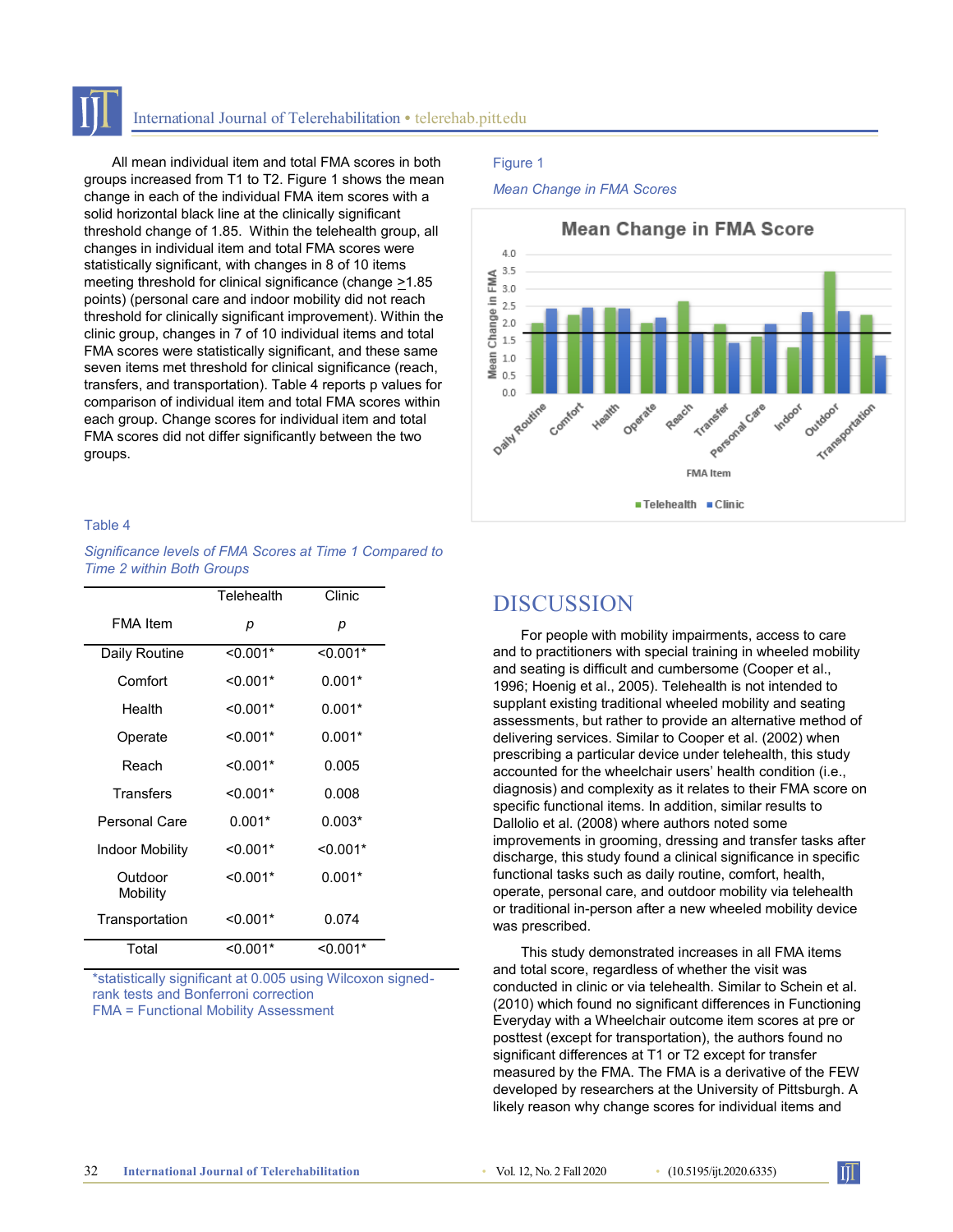All mean individual item and total FMA scores in both groups increased from T1 to T2. Figure 1 shows the mean change in each of the individual FMA item scores with a solid horizontal black line at the clinically significant threshold change of 1.85. Within the telehealth group, all changes in individual item and total FMA scores were statistically significant, with changes in 8 of 10 items meeting threshold for clinical significance (change >1.85 points) (personal care and indoor mobility did not reach threshold for clinically significant improvement). Within the clinic group, changes in 7 of 10 individual items and total FMA scores were statistically significant, and these same seven items met threshold for clinical significance (reach, transfers, and transportation). Table 4 reports p values for comparison of individual item and total FMA scores within each group. Change scores for individual item and total FMA scores did not differ significantly between the two groups.

Figure 1

*Mean Change in FMA Scores*

Table 4

*Significance levels of FMA Scores at Time 1 Compared to Time 2 within Both Groups*

| | Telehealth | Clinic |
|---|---|---|
| FMA Item | *p* | *p* |
| Daily Routine | <0.001* | <0.001* |
| Comfort | <0.001* | 0.001* |
| Health | <0.001* | 0.001* |
| Operate | <0.001* | 0.001* |
| Reach | <0.001* | 0.005 |
| Transfers | <0.001* | 0.008 |
| Personal Care | 0.001* | 0.003* |
| Indoor Mobility | <0.001* | <0.001* |
| Outdoor Mobility | <0.001* | 0.001* |
| Transportation | <0.001* | 0.074 |
| Total | <0.001* | <0.001* |

*statistically significant at 0.005 using Wilcoxon signed-rank tests and Bonferroni correction
FMA = Functional Mobility Assessment

# DISCUSSION

For people with mobility impairments, access to care and to practitioners with special training in wheeled mobility and seating is difficult and cumbersome (Cooper et al., 1996; Hoenig et al., 2005). Telehealth is not intended to supplant existing traditional wheeled mobility and seating assessments, but rather to provide an alternative method of delivering services. Similar to Cooper et al. (2002) when prescribing a particular device under telehealth, this study accounted for the wheelchair users' health condition (i.e., diagnosis) and complexity as it relates to their FMA score on specific functional items. In addition, similar results to Dallolio et al. (2008) where authors noted some improvements in grooming, dressing and transfer tasks after discharge, this study found a clinical significance in specific functional tasks such as daily routine, comfort, health, operate, personal care, and outdoor mobility via telehealth or traditional in-person after a new wheeled mobility device was prescribed.

This study demonstrated increases in all FMA items and total score, regardless of whether the visit was conducted in clinic or via telehealth. Similar to Schein et al. (2010) which found no significant differences in Functioning Everyday with a Wheelchair outcome item scores at pre or posttest (except for transportation), the authors found no significant differences at T1 or T2 except for transfer measured by the FMA. The FMA is a derivative of the FEW developed by researchers at the University of Pittsburgh. A likely reason why change scores for individual items and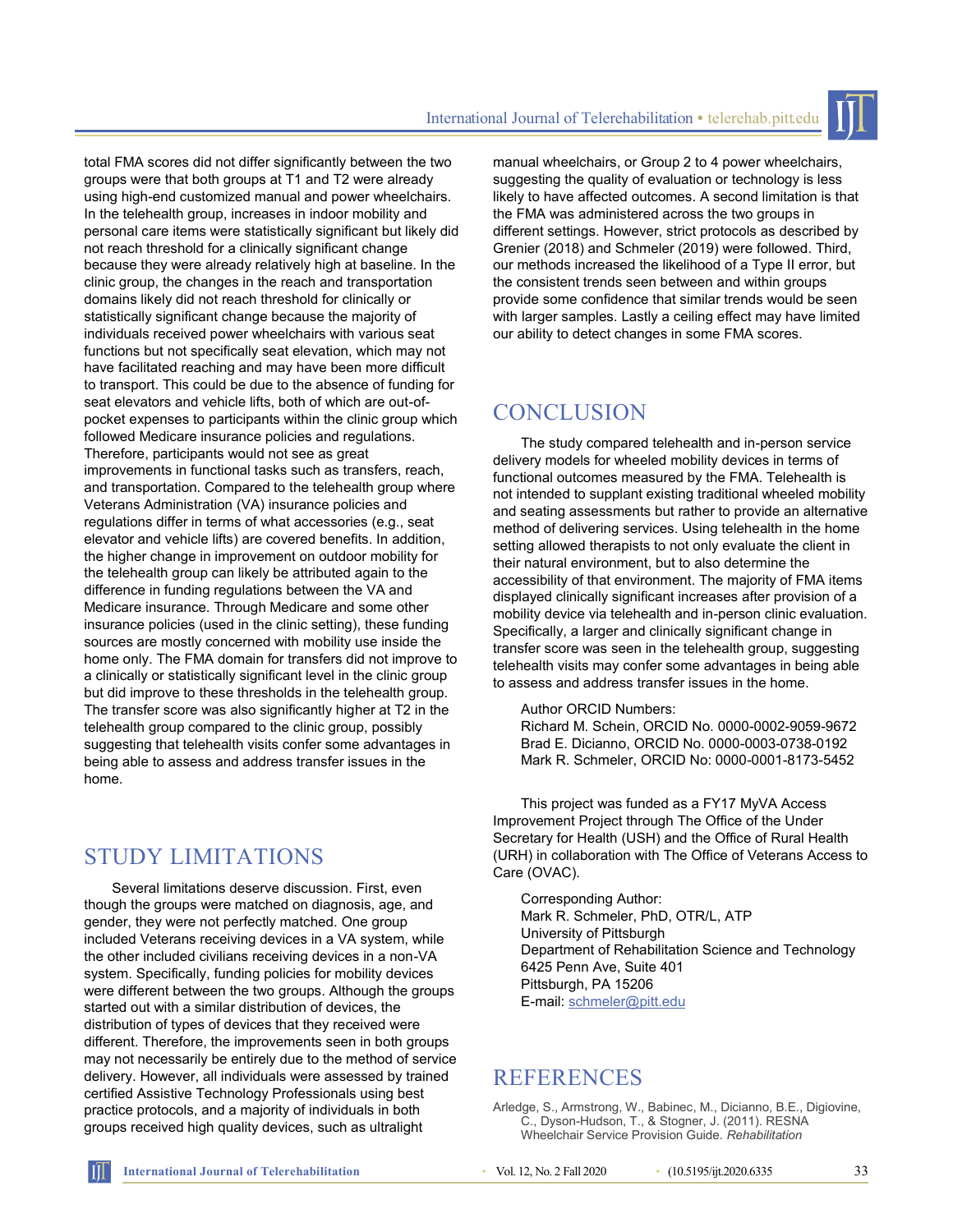total FMA scores did not differ significantly between the two groups were that both groups at T1 and T2 were already using high-end customized manual and power wheelchairs. In the telehealth group, increases in indoor mobility and personal care items were statistically significant but likely did not reach threshold for a clinically significant change because they were already relatively high at baseline. In the clinic group, the changes in the reach and transportation domains likely did not reach threshold for clinically or statistically significant change because the majority of individuals received power wheelchairs with various seat functions but not specifically seat elevation, which may not have facilitated reaching and may have been more difficult to transport. This could be due to the absence of funding for seat elevators and vehicle lifts, both of which are out-of-pocket expenses to participants within the clinic group which followed Medicare insurance policies and regulations. Therefore, participants would not see as great improvements in functional tasks such as transfers, reach, and transportation. Compared to the telehealth group where Veterans Administration (VA) insurance policies and regulations differ in terms of what accessories (e.g., seat elevator and vehicle lifts) are covered benefits. In addition, the higher change in improvement on outdoor mobility for the telehealth group can likely be attributed again to the difference in funding regulations between the VA and Medicare insurance. Through Medicare and some other insurance policies (used in the clinic setting), these funding sources are mostly concerned with mobility use inside the home only. The FMA domain for transfers did not improve to a clinically or statistically significant level in the clinic group but did improve to these thresholds in the telehealth group. The transfer score was also significantly higher at T2 in the telehealth group compared to the clinic group, possibly suggesting that telehealth visits confer some advantages in being able to assess and address transfer issues in the home.

## STUDY LIMITATIONS

Several limitations deserve discussion. First, even though the groups were matched on diagnosis, age, and gender, they were not perfectly matched. One group included Veterans receiving devices in a VA system, while the other included civilians receiving devices in a non-VA system. Specifically, funding policies for mobility devices were different between the two groups. Although the groups started out with a similar distribution of devices, the distribution of types of devices that they received were different. Therefore, the improvements seen in both groups may not necessarily be entirely due to the method of service delivery. However, all individuals were assessed by trained certified Assistive Technology Professionals using best practice protocols, and a majority of individuals in both groups received high quality devices, such as ultralight manual wheelchairs, or Group 2 to 4 power wheelchairs, suggesting the quality of evaluation or technology is less likely to have affected outcomes. A second limitation is that the FMA was administered across the two groups in different settings. However, strict protocols as described by Grenier (2018) and Schmeler (2019) were followed. Third, our methods increased the likelihood of a Type II error, but the consistent trends seen between and within groups provide some confidence that similar trends would be seen with larger samples. Lastly a ceiling effect may have limited our ability to detect changes in some FMA scores.

## CONCLUSION

The study compared telehealth and in-person service delivery models for wheeled mobility devices in terms of functional outcomes measured by the FMA. Telehealth is not intended to supplant existing traditional wheeled mobility and seating assessments but rather to provide an alternative method of delivering services. Using telehealth in the home setting allowed therapists to not only evaluate the client in their natural environment, but to also determine the accessibility of that environment. The majority of FMA items displayed clinically significant increases after provision of a mobility device via telehealth and in-person clinic evaluation. Specifically, a larger and clinically significant change in transfer score was seen in the telehealth group, suggesting telehealth visits may confer some advantages in being able to assess and address transfer issues in the home.

Author ORCID Numbers:
Richard M. Schein, ORCID No. 0000-0002-9059-9672
Brad E. Dicianno, ORCID No. 0000-0003-0738-0192
Mark R. Schmeler, ORCID No: 0000-0001-8173-5452

This project was funded as a FY17 MyVA Access Improvement Project through The Office of the Under Secretary for Health (USH) and the Office of Rural Health (URH) in collaboration with The Office of Veterans Access to Care (OVAC).

Corresponding Author:
Mark R. Schmeler, PhD, OTR/L, ATP
University of Pittsburgh
Department of Rehabilitation Science and Technology
6425 Penn Ave, Suite 401
Pittsburgh, PA 15206
E-mail: schmeler@pitt.edu

## REFERENCES

Arledge, S., Armstrong, W., Babinec, M., Dicianno, B.E., Digiovine, C., Dyson-Hudson, T., & Stogner, J. (2011). RESNA Wheelchair Service Provision Guide. *Rehabilitation*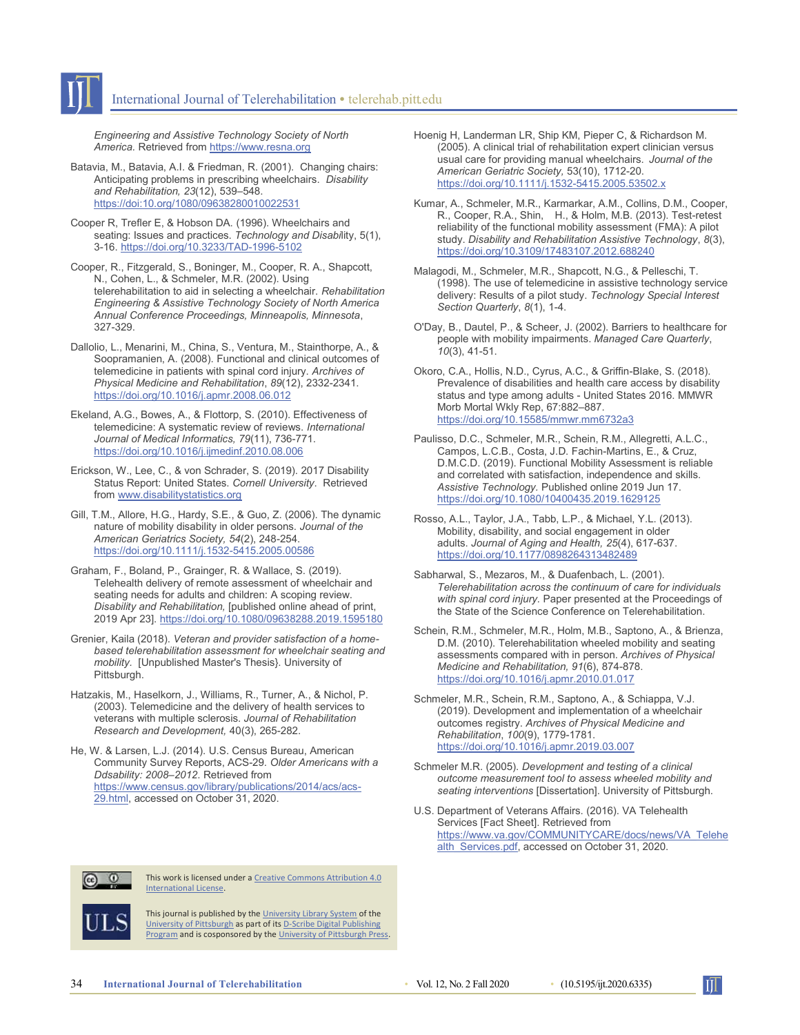*Engineering and Assistive Technology Society of North America*. Retrieved from https://www.resna.org

Batavia, M., Batavia, A.I. & Friedman, R. (2001). Changing chairs: Anticipating problems in prescribing wheelchairs. *Disability and Rehabilitation, 23*(12), 539–548. https://doi:10.org/1080/09638280010022531

Cooper R, Trefler E, & Hobson DA. (1996). Wheelchairs and seating: Issues and practices. *Technology and Disabil*ity, 5(1), 3-16. https://doi.org/10.3233/TAD-1996-5102

Cooper, R., Fitzgerald, S., Boninger, M., Cooper, R. A., Shapcott, N., Cohen, L., & Schmeler, M.R. (2002). Using telerehabilitation to aid in selecting a wheelchair. *Rehabilitation Engineering & Assistive Technology Society of North America Annual Conference Proceedings, Minneapolis, Minnesota*, 327-329.

Dallolio, L., Menarini, M., China, S., Ventura, M., Stainthorpe, A., & Soopramanien, A. (2008). Functional and clinical outcomes of telemedicine in patients with spinal cord injury. *Archives of Physical Medicine and Rehabilitation*, *89*(12), 2332-2341. https://doi.org/10.1016/j.apmr.2008.06.012

Ekeland, A.G., Bowes, A., & Flottorp, S. (2010). Effectiveness of telemedicine: A systematic review of reviews. *International Journal of Medical Informatics, 79*(11), 736-771. https://doi.org/10.1016/j.ijmedinf.2010.08.006

Erickson, W., Lee, C., & von Schrader, S. (2019). 2017 Disability Status Report: United States. *Cornell University*. Retrieved from www.disabilitystatistics.org

Gill, T.M., Allore, H.G., Hardy, S.E., & Guo, Z. (2006). The dynamic nature of mobility disability in older persons. *Journal of the American Geriatrics Society, 54*(2), 248-254. https://doi.org/10.1111/j.1532-5415.2005.00586

Graham, F., Boland, P., Grainger, R. & Wallace, S. (2019). Telehealth delivery of remote assessment of wheelchair and seating needs for adults and children: A scoping review. *Disability and Rehabilitation,* [published online ahead of print, 2019 Apr 23]. https://doi.org/10.1080/09638288.2019.1595180

Grenier, Kaila (2018). *Veteran and provider satisfaction of a home-based telerehabilitation assessment for wheelchair seating and mobility*. [Unpublished Master's Thesis}. University of Pittsburgh.

Hatzakis, M., Haselkorn, J., Williams, R., Turner, A., & Nichol, P. (2003). Telemedicine and the delivery of health services to veterans with multiple sclerosis. *Journal of Rehabilitation Research and Development,* 40(3), 265-282.

He, W. & Larsen, L.J. (2014). U.S. Census Bureau, American Community Survey Reports, ACS-29. *Older Americans with a Ddsability: 2008–2012*. Retrieved from https://www.census.gov/library/publications/2014/acs/acs-29.html, accessed on October 31, 2020.

Hoenig H, Landerman LR, Ship KM, Pieper C, & Richardson M. (2005). A clinical trial of rehabilitation expert clinician versus usual care for providing manual wheelchairs. *Journal of the American Geriatric Society,* 53(10), 1712-20. https://doi.org/10.1111/j.1532-5415.2005.53502.x

Kumar, A., Schmeler, M.R., Karmarkar, A.M., Collins, D.M., Cooper, R., Cooper, R.A., Shin, H., & Holm, M.B. (2013). Test-retest reliability of the functional mobility assessment (FMA): A pilot study. *Disability and Rehabilitation Assistive Technology*, *8*(3), 213-219. https://doi.org/10.3109/17483107.2012.688240

Malagodi, M., Schmeler, M.R., Shapcott, N.G., & Pelleschi, T. (1998). The use of telemedicine in assistive technology service delivery: Results of a pilot study. *Technology Special Interest Section Quarterly*, *8*(1), 1-4.

O'Day, B., Dautel, P., & Scheer, J. (2002). Barriers to healthcare for people with mobility impairments. *Managed Care Quarterly*, *10*(3), 41-51.

Okoro, C.A., Hollis, N.D., Cyrus, A.C., & Griffin-Blake, S. (2018). Prevalence of disabilities and health care access by disability status and type among adults - United States 2016. MMWR Morb Mortal Wkly Rep, 67:882–887. https://doi.org/10.15585/mmwr.mm6732a3

Paulisso, D.C., Schmeler, M.R., Schein, R.M., Allegretti, A.L.C., Campos, L.C.B., Costa, J.D. Fachin-Martins, E., & Cruz, D.M.C.D. (2019). Functional Mobility Assessment is reliable and correlated with satisfaction, independence and skills. *Assistive Technology*. Published online 2019 Jun 17. https://doi.org/10.1080/10400435.2019.1629125

Rosso, A.L., Taylor, J.A., Tabb, L.P., & Michael, Y.L. (2013). Mobility, disability, and social engagement in older adults. *Journal of Aging and Health, 25*(4), 617-637. https://doi.org/10.1177/0898264313482489

Sabharwal, S., Mezaros, M., & Duafenbach, L. (2001). *Telerehabilitation across the continuum of care for individuals with spinal cord injury.* Paper presented at the Proceedings of the State of the Science Conference on Telerehabilitation.

Schein, R.M., Schmeler, M.R., Holm, M.B., Saptono, A., & Brienza, D.M. (2010). Telerehabilitation wheeled mobility and seating assessments compared with in person. *Archives of Physical Medicine and Rehabilitation, 91*(6), 874-878. https://doi.org/10.1016/j.apmr.2010.01.017

Schmeler, M.R., Schein, R.M., Saptono, A., & Schiappa, V.J. (2019). Development and implementation of a wheelchair outcomes registry. *Archives of Physical Medicine and Rehabilitation*, *100*(9), 1779-1781. https://doi.org/10.1016/j.apmr.2019.03.007

Schmeler M.R. (2005). *Development and testing of a clinical outcome measurement tool to assess wheeled mobility and seating interventions* [Dissertation]. University of Pittsburgh.

U.S. Department of Veterans Affairs. (2016). VA Telehealth Services [Fact Sheet]. Retrieved from https://www.va.gov/COMMUNITYCARE/docs/news/VA_Telehealth_Services.pdf, accessed on October 31, 2020.

This work is licensed under a Creative Commons Attribution 4.0 International License.

This journal is published by the University Library System of the University of Pittsburgh as part of its D-Scribe Digital Publishing Program and is cosponsored by the University of Pittsburgh Press.